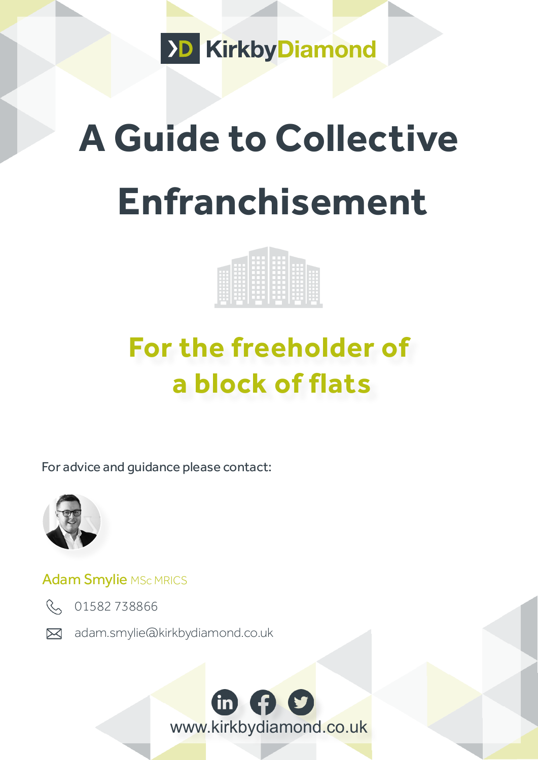KirkbyDiamond

# A Guide to Collective Enfranchisement

## For the freeholder of a block of flats

For advice and guidance please contact:

Adam Smylie MSc MRICS

01582 738866

adam.smylie@kirkbydiamond.co.uk

www.kirkbydiamond.co.uk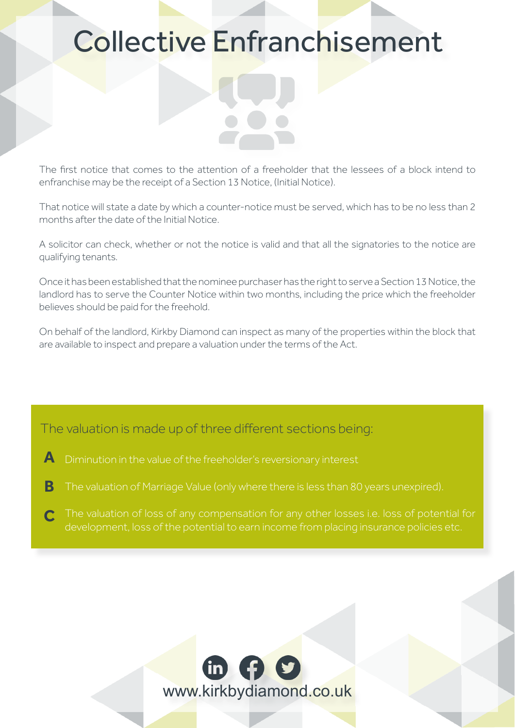# Collective Enfranchisement

The first notice that comes to the attention of a freeholder that the lessees of a block intend to enfranchise may be the receipt of a Section 13 Notice, (Initial Notice).

That notice will state a date by which a counter-notice must be served, which has to be no less than 2 months after the date of the Initial Notice.

A solicitor can check, whether or not the notice is valid and that all the signatories to the notice are qualifying tenants.

Once it has been established that the nominee purchaser has the right to serve a Section 13 Notice, the landlord has to serve the Counter Notice within two months, including the price which the freeholder believes should be paid for the freehold.

On behalf of the landlord, Kirkby Diamond can inspect as many of the properties within the block that are available to inspect and prepare a valuation under the terms of the Act.

The valuation is made up of three different sections being:

**A** Diminution in the value of the freeholder's reversionary interest

**B** The valuation of Marriage Value (only where there is less than 80 years unexpired).

**C** The valuation of loss of any compensation for any other losses i.e. loss of potential for development, loss of the potential to earn income from placing insurance policies etc.

www.kirkbydiamond.co.uk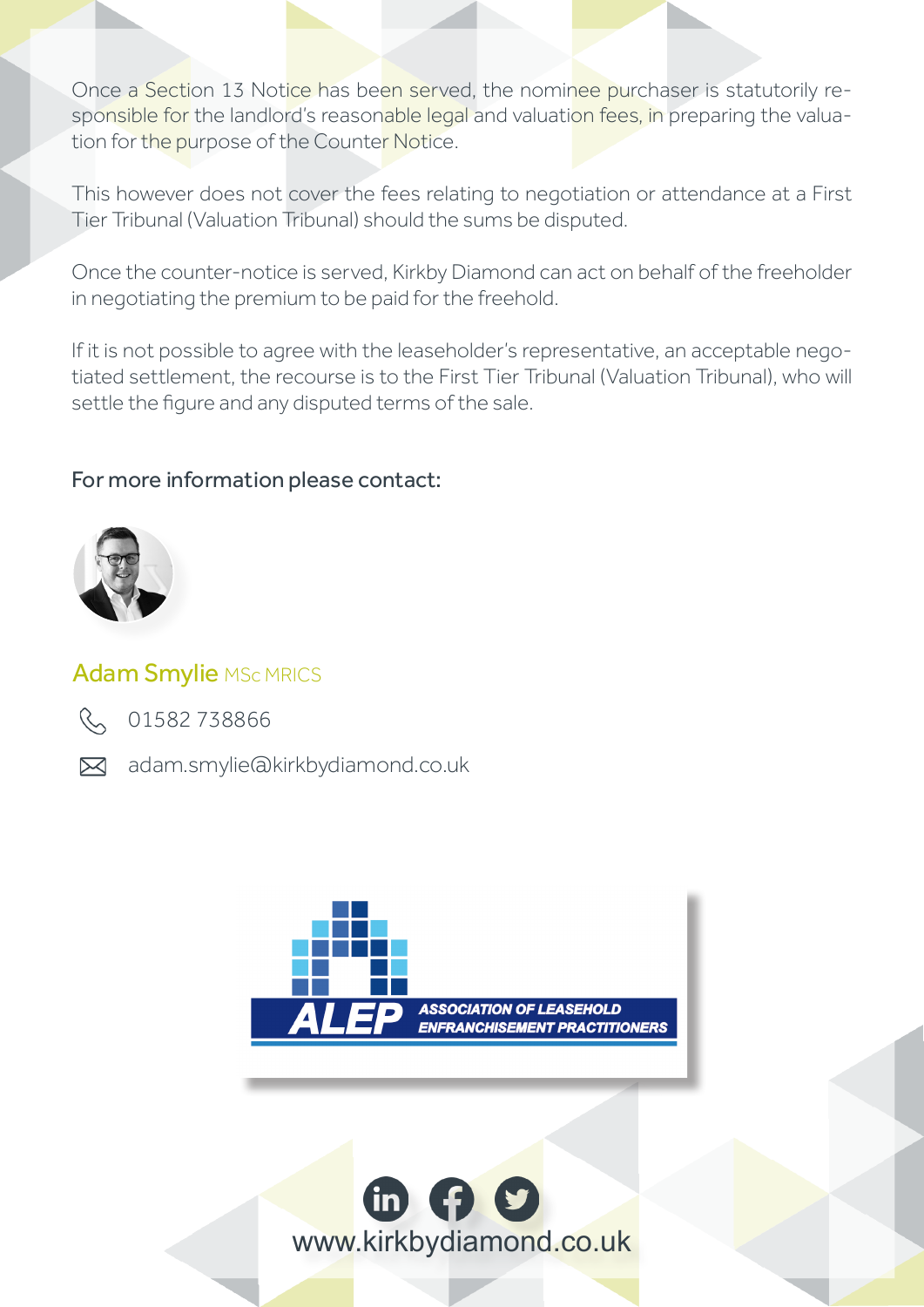Once a Section 13 Notice has been served, the nominee purchaser is statutorily responsible for the landlord's reasonable legal and valuation fees, in preparing the valuation for the purpose of the Counter Notice.

This however does not cover the fees relating to negotiation or attendance at a First Tier Tribunal (Valuation Tribunal) should the sums be disputed.

Once the counter-notice is served, Kirkby Diamond can act on behalf of the freeholder in negotiating the premium to be paid for the freehold.

If it is not possible to agree with the leaseholder's representative, an acceptable negotiated settlement, the recourse is to the First Tier Tribunal (Valuation Tribunal), who will settle the figure and any disputed terms of the sale.

For more information please contact:

**Adam Smylie** MSc MRICS

01582 738866

adam.smylie@kirkbydiamond.co.uk

ALEP ASSOCIATION OF LEASEHOLD ENFRANCHISEMENT PRACTITIONERS

www.kirkbydiamond.co.uk